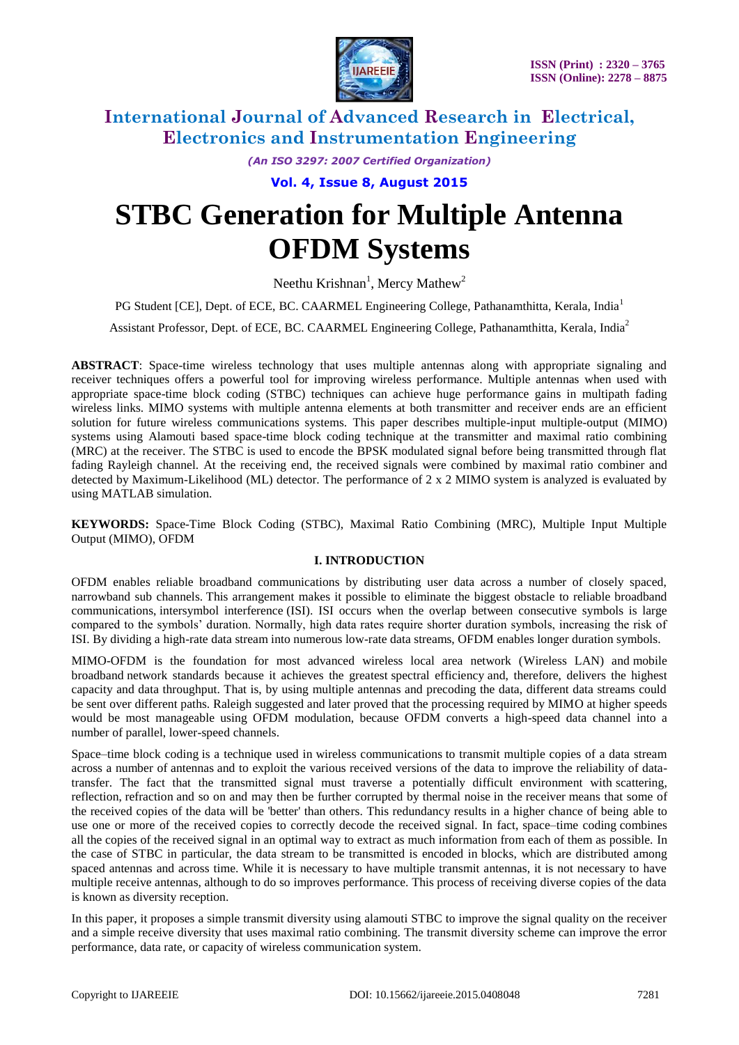# STBC Generation for Multiple Antenna OFDM Systems

Neethu Krishnan[1], Mercy Mathew[2]

PG Student [CE], Dept. of ECE, BC. CAARMEL Engineering College, Pathanamthitta, Kerala, India[1]

Assistant Professor, Dept. of ECE, BC. CAARMEL Engineering College, Pathanamthitta, Kerala, India[2]

**ABSTRACT**: Space-time wireless technology that uses multiple antennas along with appropriate signaling and receiver techniques offers a powerful tool for improving wireless performance. Multiple antennas when used with appropriate space-time block coding (STBC) techniques can achieve huge performance gains in multipath fading wireless links. MIMO systems with multiple antenna elements at both transmitter and receiver ends are an efficient solution for future wireless communications systems. This paper describes multiple-input multiple-output (MIMO) systems using Alamouti based space-time block coding technique at the transmitter and maximal ratio combining (MRC) at the receiver. The STBC is used to encode the BPSK modulated signal before being transmitted through flat fading Rayleigh channel. At the receiving end, the received signals were combined by maximal ratio combiner and detected by Maximum-Likelihood (ML) detector. The performance of 2 x 2 MIMO system is analyzed is evaluated by using MATLAB simulation.

**KEYWORDS:** Space-Time Block Coding (STBC), Maximal Ratio Combining (MRC), Multiple Input Multiple Output (MIMO), OFDM

## I. INTRODUCTION

OFDM enables reliable broadband communications by distributing user data across a number of closely spaced, narrowband sub channels. This arrangement makes it possible to eliminate the biggest obstacle to reliable broadband communications, intersymbol interference (ISI). ISI occurs when the overlap between consecutive symbols is large compared to the symbols' duration. Normally, high data rates require shorter duration symbols, increasing the risk of ISI. By dividing a high-rate data stream into numerous low-rate data streams, OFDM enables longer duration symbols.

MIMO-OFDM is the foundation for most advanced wireless local area network (Wireless LAN) and mobile broadband network standards because it achieves the greatest spectral efficiency and, therefore, delivers the highest capacity and data throughput. That is, by using multiple antennas and precoding the data, different data streams could be sent over different paths. Raleigh suggested and later proved that the processing required by MIMO at higher speeds would be most manageable using OFDM modulation, because OFDM converts a high-speed data channel into a number of parallel, lower-speed channels.

Space–time block coding is a technique used in wireless communications to transmit multiple copies of a data stream across a number of antennas and to exploit the various received versions of the data to improve the reliability of data-transfer. The fact that the transmitted signal must traverse a potentially difficult environment with scattering, reflection, refraction and so on and may then be further corrupted by thermal noise in the receiver means that some of the received copies of the data will be 'better' than others. This redundancy results in a higher chance of being able to use one or more of the received copies to correctly decode the received signal. In fact, space–time coding combines all the copies of the received signal in an optimal way to extract as much information from each of them as possible. In the case of STBC in particular, the data stream to be transmitted is encoded in blocks, which are distributed among spaced antennas and across time. While it is necessary to have multiple transmit antennas, it is not necessary to have multiple receive antennas, although to do so improves performance. This process of receiving diverse copies of the data is known as diversity reception.

In this paper, it proposes a simple transmit diversity using alamouti STBC to improve the signal quality on the receiver and a simple receive diversity that uses maximal ratio combining. The transmit diversity scheme can improve the error performance, data rate, or capacity of wireless communication system.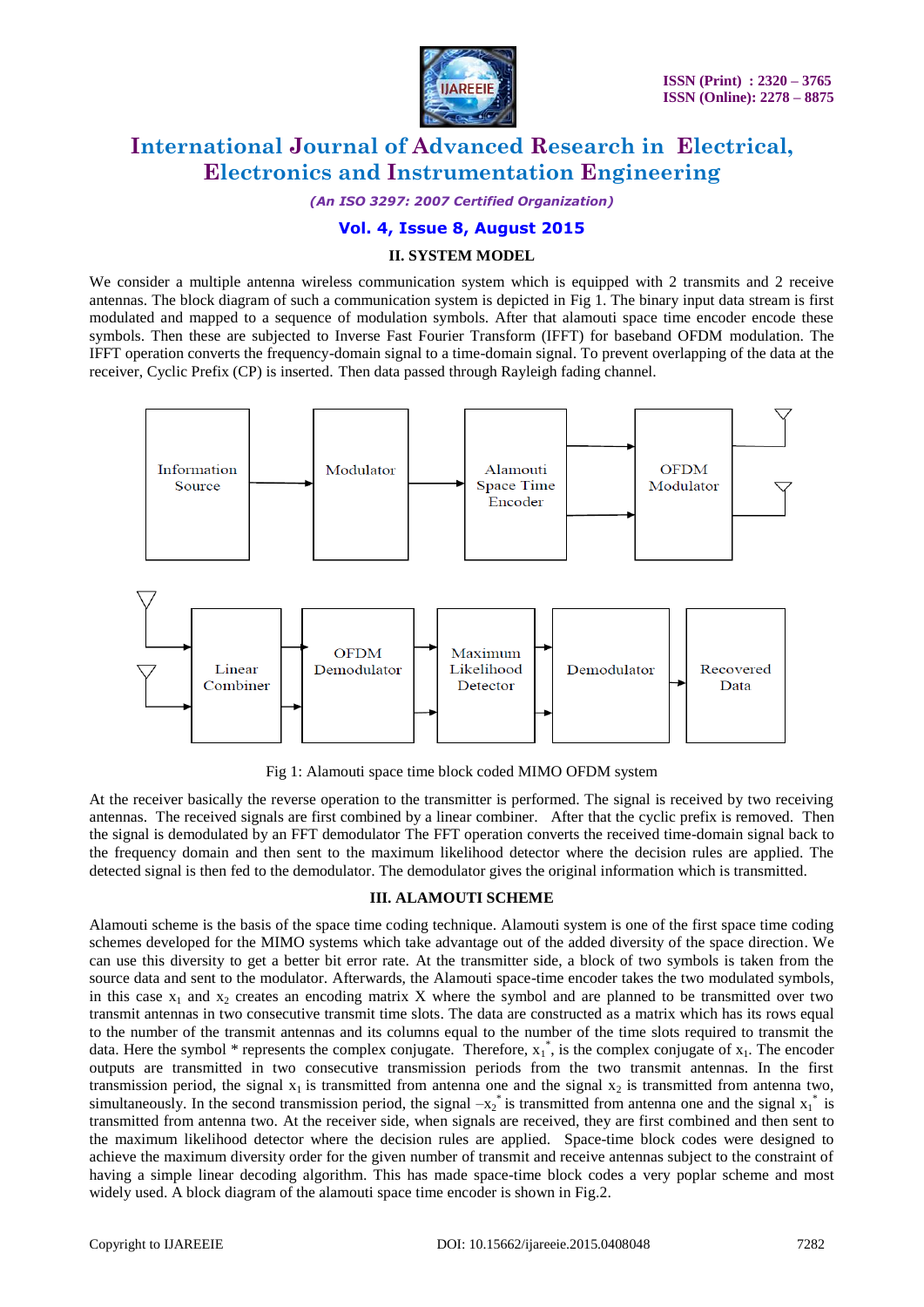## II. SYSTEM MODEL

We consider a multiple antenna wireless communication system which is equipped with 2 transmits and 2 receive antennas. The block diagram of such a communication system is depicted in Fig 1. The binary input data stream is first modulated and mapped to a sequence of modulation symbols. After that alamouti space time encoder encode these symbols. Then these are subjected to Inverse Fast Fourier Transform (IFFT) for baseband OFDM modulation. The IFFT operation converts the frequency-domain signal to a time-domain signal. To prevent overlapping of the data at the receiver, Cyclic Prefix (CP) is inserted. Then data passed through Rayleigh fading channel.

Fig 1: Alamouti space time block coded MIMO OFDM system

At the receiver basically the reverse operation to the transmitter is performed. The signal is received by two receiving antennas. The received signals are first combined by a linear combiner. After that the cyclic prefix is removed. Then the signal is demodulated by an FFT demodulator The FFT operation converts the received time-domain signal back to the frequency domain and then sent to the maximum likelihood detector where the decision rules are applied. The detected signal is then fed to the demodulator. The demodulator gives the original information which is transmitted.

## III. ALAMOUTI SCHEME

Alamouti scheme is the basis of the space time coding technique. Alamouti system is one of the first space time coding schemes developed for the MIMO systems which take advantage out of the added diversity of the space direction. We can use this diversity to get a better bit error rate. At the transmitter side, a block of two symbols is taken from the source data and sent to the modulator. Afterwards, the Alamouti space-time encoder takes the two modulated symbols, in this case $x_1$ and $x_2$ creates an encoding matrix X where the symbol and are planned to be transmitted over two transmit antennas in two consecutive transmit time slots. The data are constructed as a matrix which has its rows equal to the number of the transmit antennas and its columns equal to the number of the time slots required to transmit the data. Here the symbol * represents the complex conjugate. Therefore, $x_1^*$, is the complex conjugate of $x_1$. The encoder outputs are transmitted in two consecutive transmission periods from the two transmit antennas. In the first transmission period, the signal $x_1$ is transmitted from antenna one and the signal $x_2$ is transmitted from antenna two, simultaneously. In the second transmission period, the signal $-x_2^*$ is transmitted from antenna one and the signal $x_1^*$ is transmitted from antenna two. At the receiver side, when signals are received, they are first combined and then sent to the maximum likelihood detector where the decision rules are applied. Space-time block codes were designed to achieve the maximum diversity order for the given number of transmit and receive antennas subject to the constraint of having a simple linear decoding algorithm. This has made space-time block codes a very poplar scheme and most widely used. A block diagram of the alamouti space time encoder is shown in Fig.2.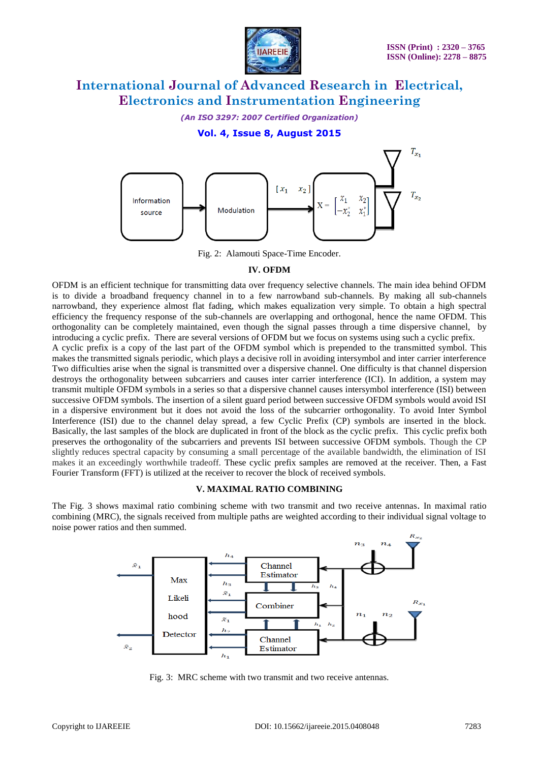Fig. 2: Alamouti Space-Time Encoder.

## IV. OFDM

OFDM is an efficient technique for transmitting data over frequency selective channels. The main idea behind OFDM is to divide a broadband frequency channel in to a few narrowband sub-channels. By making all sub-channels narrowband, they experience almost flat fading, which makes equalization very simple. To obtain a high spectral efficiency the frequency response of the sub-channels are overlapping and orthogonal, hence the name OFDM. This orthogonality can be completely maintained, even though the signal passes through a time dispersive channel, by introducing a cyclic prefix. There are several versions of OFDM but we focus on systems using such a cyclic prefix.

A cyclic prefix is a copy of the last part of the OFDM symbol which is prepended to the transmitted symbol. This makes the transmitted signals periodic, which plays a decisive roll in avoiding intersymbol and inter carrier interference Two difficulties arise when the signal is transmitted over a dispersive channel. One difficulty is that channel dispersion destroys the orthogonality between subcarriers and causes inter carrier interference (ICI). In addition, a system may transmit multiple OFDM symbols in a series so that a dispersive channel causes intersymbol interference (ISI) between successive OFDM symbols. The insertion of a silent guard period between successive OFDM symbols would avoid ISI in a dispersive environment but it does not avoid the loss of the subcarrier orthogonality. To avoid Inter Symbol Interference (ISI) due to the channel delay spread, a few Cyclic Prefix (CP) symbols are inserted in the block. Basically, the last samples of the block are duplicated in front of the block as the cyclic prefix. This cyclic prefix both preserves the orthogonality of the subcarriers and prevents ISI between successive OFDM symbols. Though the CP slightly reduces spectral capacity by consuming a small percentage of the available bandwidth, the elimination of ISI makes it an exceedingly worthwhile tradeoff. These cyclic prefix samples are removed at the receiver. Then, a Fast Fourier Transform (FFT) is utilized at the receiver to recover the block of received symbols.

## V. MAXIMAL RATIO COMBINING

The Fig. 3 shows maximal ratio combining scheme with two transmit and two receive antennas. In maximal ratio combining (MRC), the signals received from multiple paths are weighted according to their individual signal voltage to noise power ratios and then summed.

Fig. 3: MRC scheme with two transmit and two receive antennas.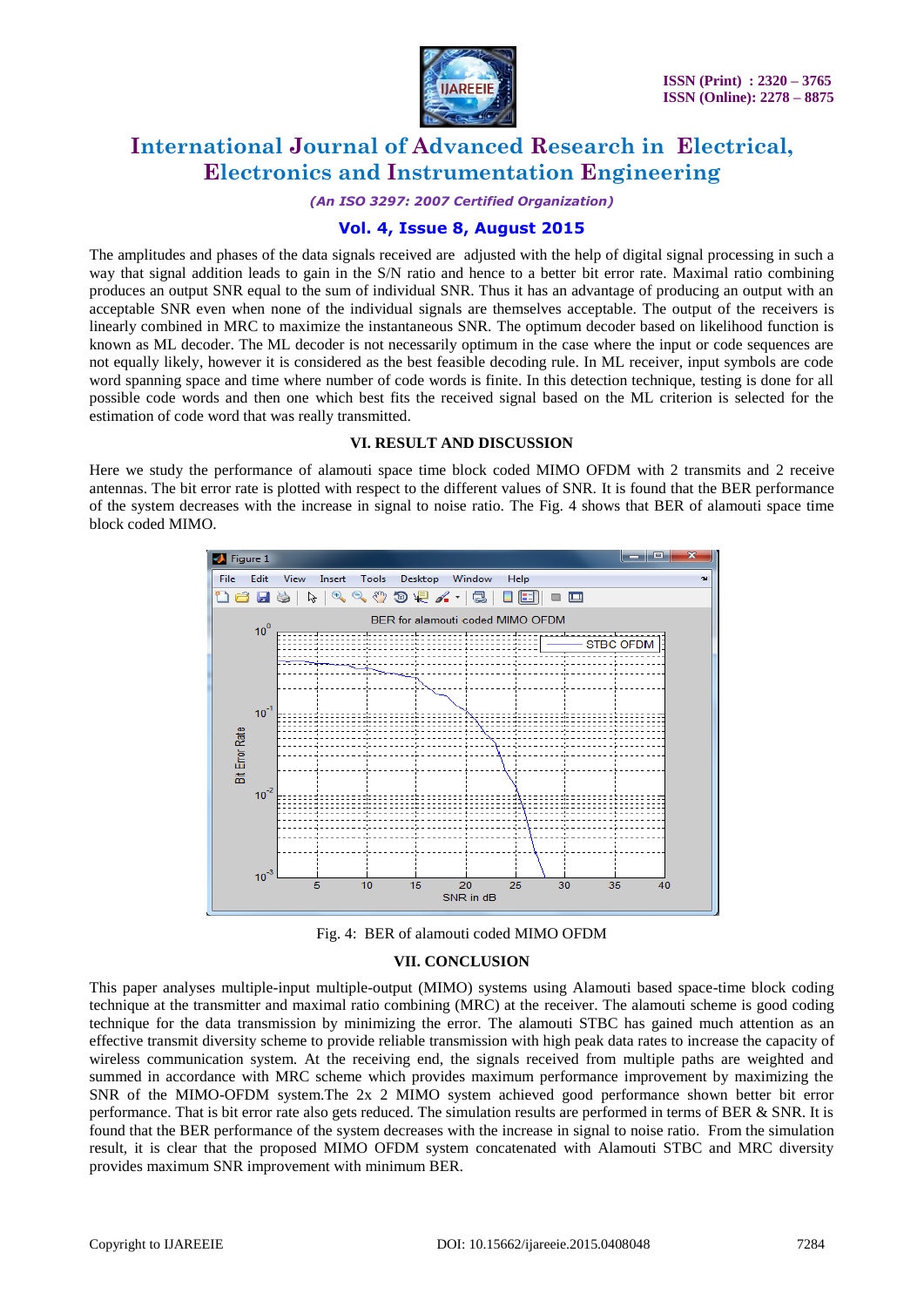The amplitudes and phases of the data signals received are adjusted with the help of digital signal processing in such a way that signal addition leads to gain in the S/N ratio and hence to a better bit error rate. Maximal ratio combining produces an output SNR equal to the sum of individual SNR. Thus it has an advantage of producing an output with an acceptable SNR even when none of the individual signals are themselves acceptable. The output of the receivers is linearly combined in MRC to maximize the instantaneous SNR. The optimum decoder based on likelihood function is known as ML decoder. The ML decoder is not necessarily optimum in the case where the input or code sequences are not equally likely, however it is considered as the best feasible decoding rule. In ML receiver, input symbols are code word spanning space and time where number of code words is finite. In this detection technique, testing is done for all possible code words and then one which best fits the received signal based on the ML criterion is selected for the estimation of code word that was really transmitted.

## VI. RESULT AND DISCUSSION

Here we study the performance of alamouti space time block coded MIMO OFDM with 2 transmits and 2 receive antennas. The bit error rate is plotted with respect to the different values of SNR. It is found that the BER performance of the system decreases with the increase in signal to noise ratio. The Fig. 4 shows that BER of alamouti space time block coded MIMO.

Fig. 4: BER of alamouti coded MIMO OFDM

## VII. CONCLUSION

This paper analyses multiple-input multiple-output (MIMO) systems using Alamouti based space-time block coding technique at the transmitter and maximal ratio combining (MRC) at the receiver. The alamouti scheme is good coding technique for the data transmission by minimizing the error. The alamouti STBC has gained much attention as an effective transmit diversity scheme to provide reliable transmission with high peak data rates to increase the capacity of wireless communication system. At the receiving end, the signals received from multiple paths are weighted and summed in accordance with MRC scheme which provides maximum performance improvement by maximizing the SNR of the MIMO-OFDM system.The 2x 2 MIMO system achieved good performance shown better bit error performance. That is bit error rate also gets reduced. The simulation results are performed in terms of BER & SNR. It is found that the BER performance of the system decreases with the increase in signal to noise ratio. From the simulation result, it is clear that the proposed MIMO OFDM system concatenated with Alamouti STBC and MRC diversity provides maximum SNR improvement with minimum BER.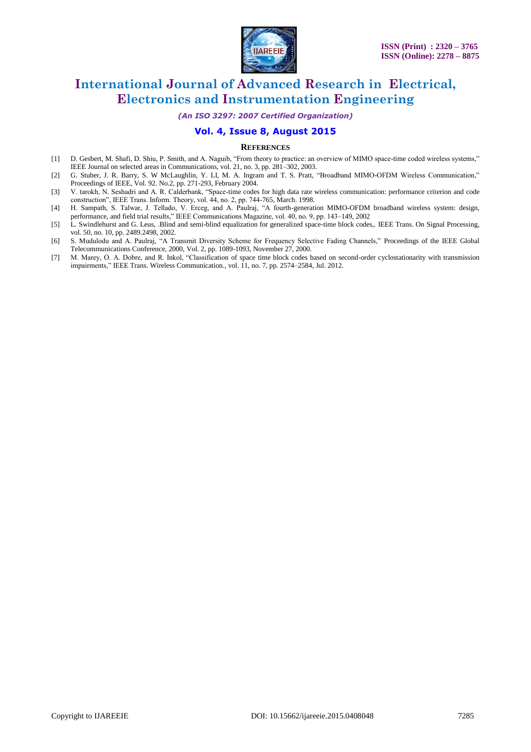## REFERENCES

[1] D. Gesbert, M. Shafi, D. Shiu, P. Smith, and A. Naguib, "From theory to practice: an overview of MIMO space-time coded wireless systems," IEEE Journal on selected areas in Communications, vol. 21, no. 3, pp. 281–302, 2003.

[2] G. Stuber, J. R. Barry, S. W McLaughlin, Y. LI, M. A. Ingram and T. S. Pratt, "Broadband MIMO-OFDM Wireless Communication," Proceedings of IEEE, Vol. 92. No.2, pp. 271-293, February 2004.

[3] V. tarokh, N. Seshadri and A. R. Calderbank, "Space-time codes for high data rate wireless communication: performance criterion and code construction", IEEE Trans. Inform. Theory, vol. 44, no. 2, pp. 744-765, March. 1998.

[4] H. Sampath, S. Talwar, J. Tellado, V. Erceg, and A. Paulraj, "A fourth-generation MIMO-OFDM broadband wireless system: design, performance, and field trial results," IEEE Communications Magazine, vol. 40, no. 9, pp. 143–149, 2002

[5] L. Swindlehurst and G. Leus, .Blind and semi-blind equalization for generalized space-time block codes,. IEEE Trans. On Signal Processing, vol. 50, no. 10, pp. 2489.2498, 2002.

[6] S. Mudulodu and A. Paulraj, "A Transmit Diversity Scheme for Frequency Selective Fading Channels," Proceedings of the IEEE Global Telecommunications Conference, 2000, Vol. 2, pp. 1089-1093, November 27, 2000.

[7] M. Marey, O. A. Dobre, and R. Inkol, "Classification of space time block codes based on second-order cyclostationarity with transmission impairments," IEEE Trans. Wireless Communication., vol. 11, no. 7, pp. 2574–2584, Jul. 2012.